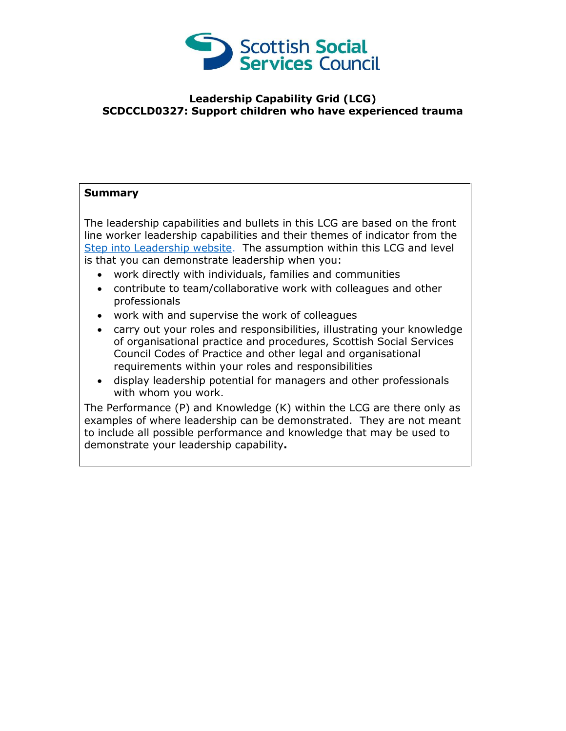Scottish Social Services Council

**Leadership Capability Grid (LCG)**
**SCDCCLD0327: Support children who have experienced trauma**

**Summary**

The leadership capabilities and bullets in this LCG are based on the front line worker leadership capabilities and their themes of indicator from the Step into Leadership website. The assumption within this LCG and level is that you can demonstrate leadership when you:

- work directly with individuals, families and communities
- contribute to team/collaborative work with colleagues and other professionals
- work with and supervise the work of colleagues
- carry out your roles and responsibilities, illustrating your knowledge of organisational practice and procedures, Scottish Social Services Council Codes of Practice and other legal and organisational requirements within your roles and responsibilities
- display leadership potential for managers and other professionals with whom you work.

The Performance (P) and Knowledge (K) within the LCG are there only as examples of where leadership can be demonstrated. They are not meant to include all possible performance and knowledge that may be used to demonstrate your leadership capability**.**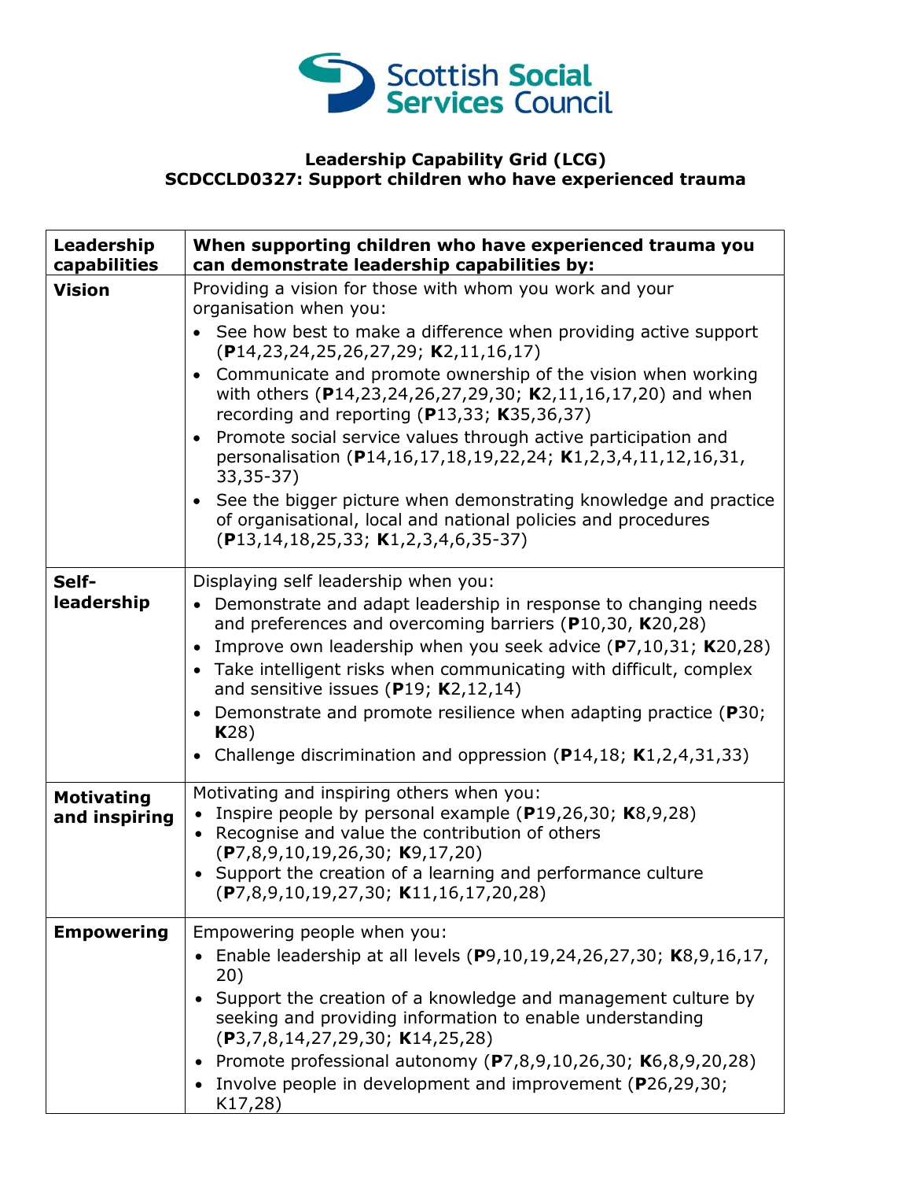**Leadership Capability Grid (LCG)**
**SCDCCLD0327: Support children who have experienced trauma**

| Leadership capabilities | When supporting children who have experienced trauma you can demonstrate leadership capabilities by: |
|---|---|
| **Vision** | Providing a vision for those with whom you work and your organisation when you:<br>• See how best to make a difference when providing active support (**P**14,23,24,25,26,27,29; **K**2,11,16,17)<br>• Communicate and promote ownership of the vision when working with others (**P**14,23,24,26,27,29,30; **K**2,11,16,17,20) and when recording and reporting (**P**13,33; **K**35,36,37)<br>• Promote social service values through active participation and personalisation (**P**14,16,17,18,19,22,24; **K**1,2,3,4,11,12,16,31, 33,35-37)<br>• See the bigger picture when demonstrating knowledge and practice of organisational, local and national policies and procedures (**P**13,14,18,25,33; **K**1,2,3,4,6,35-37) |
| **Self-leadership** | Displaying self leadership when you:<br>• Demonstrate and adapt leadership in response to changing needs and preferences and overcoming barriers (**P**10,30, **K**20,28)<br>• Improve own leadership when you seek advice (**P**7,10,31; **K**20,28)<br>• Take intelligent risks when communicating with difficult, complex and sensitive issues (**P**19; **K**2,12,14)<br>• Demonstrate and promote resilience when adapting practice (**P**30; **K**28)<br>• Challenge discrimination and oppression (**P**14,18; **K**1,2,4,31,33) |
| **Motivating and inspiring** | Motivating and inspiring others when you:<br>• Inspire people by personal example (**P**19,26,30; **K**8,9,28)<br>• Recognise and value the contribution of others (**P**7,8,9,10,19,26,30; **K**9,17,20)<br>• Support the creation of a learning and performance culture (**P**7,8,9,10,19,27,30; **K**11,16,17,20,28) |
| **Empowering** | Empowering people when you:<br>• Enable leadership at all levels (**P**9,10,19,24,26,27,30; **K**8,9,16,17, 20)<br>• Support the creation of a knowledge and management culture by seeking and providing information to enable understanding (**P**3,7,8,14,27,29,30; **K**14,25,28)<br>• Promote professional autonomy (**P**7,8,9,10,26,30; **K**6,8,9,20,28)<br>• Involve people in development and improvement (**P**26,29,30; K17,28) |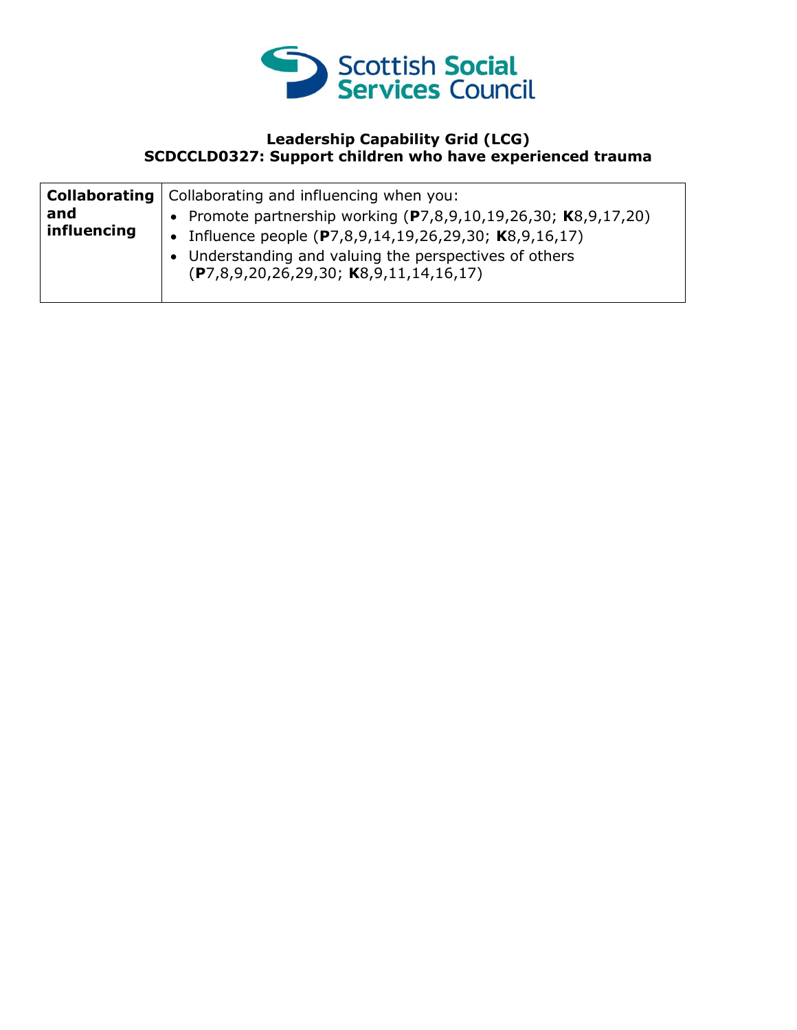**Leadership Capability Grid (LCG)**
**SCDCCLD0327: Support children who have experienced trauma**

| | |
|---|---|
| **Collaborating and influencing** | Collaborating and influencing when you:<br>• Promote partnership working (**P**7,8,9,10,19,26,30; **K**8,9,17,20)<br>• Influence people (**P**7,8,9,14,19,26,29,30; **K**8,9,16,17)<br>• Understanding and valuing the perspectives of others (**P**7,8,9,20,26,29,30; **K**8,9,11,14,16,17) |